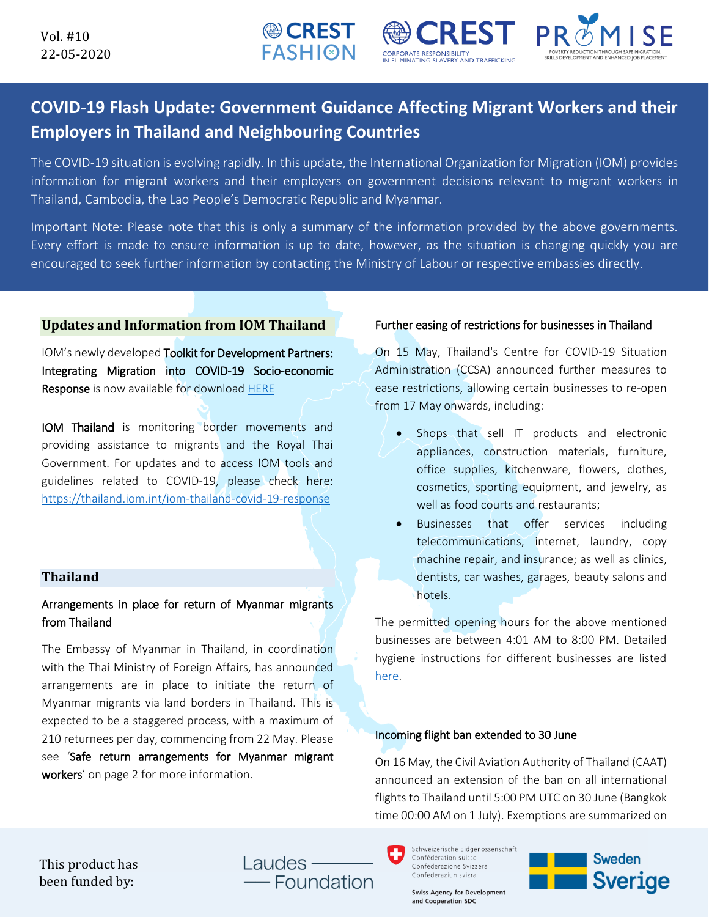Vol. #10
22-05-2020

# COVID-19 Flash Update: Government Guidance Affecting Migrant Workers and their Employers in Thailand and Neighbouring Countries

The COVID-19 situation is evolving rapidly. In this update, the International Organization for Migration (IOM) provides information for migrant workers and their employers on government decisions relevant to migrant workers in Thailand, Cambodia, the Lao People's Democratic Republic and Myanmar.

Important Note: Please note that this is only a summary of the information provided by the above governments. Every effort is made to ensure information is up to date, however, as the situation is changing quickly you are encouraged to seek further information by contacting the Ministry of Labour or respective embassies directly.

## Updates and Information from IOM Thailand

IOM's newly developed Toolkit for Development Partners: Integrating Migration into COVID-19 Socio-economic Response is now available for download HERE

IOM Thailand is monitoring border movements and providing assistance to migrants and the Royal Thai Government. For updates and to access IOM tools and guidelines related to COVID-19, please check here: https://thailand.iom.int/iom-thailand-covid-19-response

## Thailand

### Arrangements in place for return of Myanmar migrants from Thailand

The Embassy of Myanmar in Thailand, in coordination with the Thai Ministry of Foreign Affairs, has announced arrangements are in place to initiate the return of Myanmar migrants via land borders in Thailand. This is expected to be a staggered process, with a maximum of 210 returnees per day, commencing from 22 May. Please see 'Safe return arrangements for Myanmar migrant workers' on page 2 for more information.

### Further easing of restrictions for businesses in Thailand

On 15 May, Thailand's Centre for COVID-19 Situation Administration (CCSA) announced further measures to ease restrictions, allowing certain businesses to re-open from 17 May onwards, including:

- Shops that sell IT products and electronic appliances, construction materials, furniture, office supplies, kitchenware, flowers, clothes, cosmetics, sporting equipment, and jewelry, as well as food courts and restaurants;
- Businesses that offer services including telecommunications, internet, laundry, copy machine repair, and insurance; as well as clinics, dentists, car washes, garages, beauty salons and hotels.

The permitted opening hours for the above mentioned businesses are between 4:01 AM to 8:00 PM. Detailed hygiene instructions for different businesses are listed here.

### Incoming flight ban extended to 30 June

On 16 May, the Civil Aviation Authority of Thailand (CAAT) announced an extension of the ban on all international flights to Thailand until 5:00 PM UTC on 30 June (Bangkok time 00:00 AM on 1 July). Exemptions are summarized on

This product has been funded by: Laudes Foundation; Schweizerische Eidgenossenschaft, Confédération suisse, Confederazione Svizzera, Confederaziun svizra – Swiss Agency for Development and Cooperation SDC; Sweden Sverige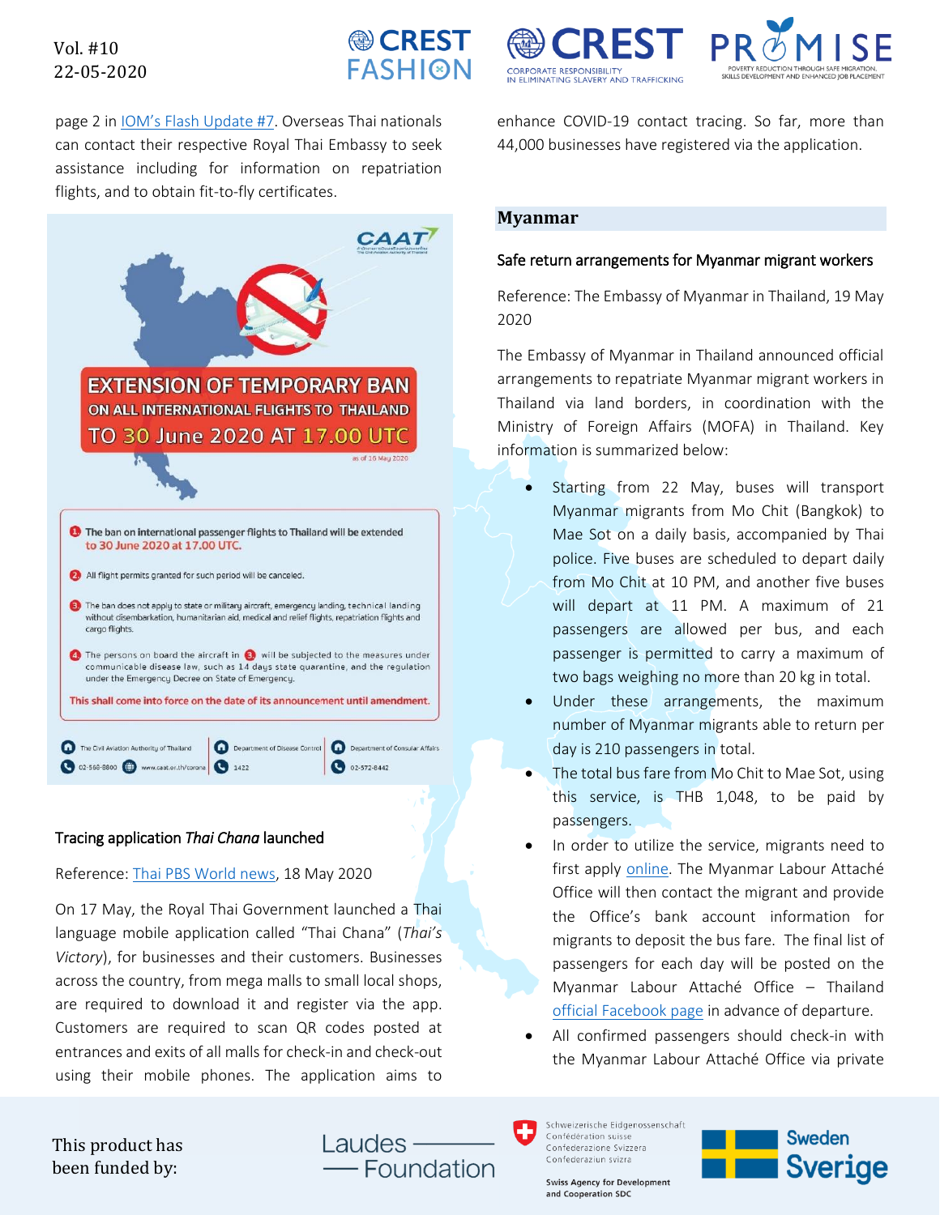page 2 in IOM's Flash Update #7. Overseas Thai nationals can contact their respective Royal Thai Embassy to seek assistance including for information on repatriation flights, and to obtain fit-to-fly certificates.

CAAT

**EXTENSION OF TEMPORARY BAN ON ALL INTERNATIONAL FLIGHTS TO THAILAND TO 30 June 2020 AT 17.00 UTC**

as of 16 May 2020

1. The ban on international passenger flights to Thailand will be extended to 30 June 2020 at 17.00 UTC.
2. All flight permits granted for such period will be canceled.
3. The ban does not apply to state or military aircraft, emergency landing, technical landing without disembarkation, humanitarian aid, medical and relief flights, repatriation flights and cargo flights.
4. The persons on board the aircraft in 3 will be subjected to the measures under communicable disease law, such as 14 days state quarantine, and the regulation under the Emergency Decree on State of Emergency.

This shall come into force on the date of its announcement until amendment.

The Civil Aviation Authority of Thailand 02-568-8800 www.caat.or.th/corona | Department of Disease Control 1422 | Department of Consular Affairs 02-572-8442

### Tracing application *Thai Chana* launched

Reference: Thai PBS World news, 18 May 2020

On 17 May, the Royal Thai Government launched a Thai language mobile application called "Thai Chana" (*Thai's Victory*), for businesses and their customers. Businesses across the country, from mega malls to small local shops, are required to download it and register via the app. Customers are required to scan QR codes posted at entrances and exits of all malls for check-in and check-out using their mobile phones. The application aims to enhance COVID-19 contact tracing. So far, more than 44,000 businesses have registered via the application.

## Myanmar

### Safe return arrangements for Myanmar migrant workers

Reference: The Embassy of Myanmar in Thailand, 19 May 2020

The Embassy of Myanmar in Thailand announced official arrangements to repatriate Myanmar migrant workers in Thailand via land borders, in coordination with the Ministry of Foreign Affairs (MOFA) in Thailand. Key information is summarized below:

- Starting from 22 May, buses will transport Myanmar migrants from Mo Chit (Bangkok) to Mae Sot on a daily basis, accompanied by Thai police. Five buses are scheduled to depart daily from Mo Chit at 10 PM, and another five buses will depart at 11 PM. A maximum of 21 passengers are allowed per bus, and each passenger is permitted to carry a maximum of two bags weighing no more than 20 kg in total.
- Under these arrangements, the maximum number of Myanmar migrants able to return per day is 210 passengers in total.
- The total bus fare from Mo Chit to Mae Sot, using this service, is THB 1,048, to be paid by passengers.
- In order to utilize the service, migrants need to first apply online. The Myanmar Labour Attaché Office will then contact the migrant and provide the Office's bank account information for migrants to deposit the bus fare. The final list of passengers for each day will be posted on the Myanmar Labour Attaché Office – Thailand official Facebook page in advance of departure.
- All confirmed passengers should check-in with the Myanmar Labour Attaché Office via private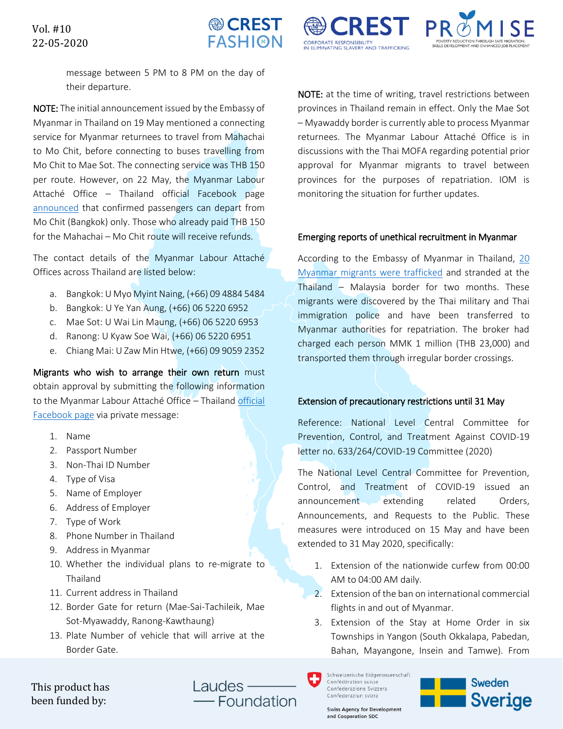message between 5 PM to 8 PM on the day of their departure.

**NOTE:** The initial announcement issued by the Embassy of Myanmar in Thailand on 19 May mentioned a connecting service for Myanmar returnees to travel from Mahachai to Mo Chit, before connecting to buses travelling from Mo Chit to Mae Sot. The connecting service was THB 150 per route. However, on 22 May, the Myanmar Labour Attaché Office – Thailand official Facebook page announced that confirmed passengers can depart from Mo Chit (Bangkok) only. Those who already paid THB 150 for the Mahachai – Mo Chit route will receive refunds.

The contact details of the Myanmar Labour Attaché Offices across Thailand are listed below:

a. Bangkok: U Myo Myint Naing, (+66) 09 4884 5484
b. Bangkok: U Ye Yan Aung, (+66) 06 5220 6952
c. Mae Sot: U Wai Lin Maung, (+66) 06 5220 6953
d. Ranong: U Kyaw Soe Wai, (+66) 06 5220 6951
e. Chiang Mai: U Zaw Min Htwe, (+66) 09 9059 2352

**Migrants who wish to arrange their own return** must obtain approval by submitting the following information to the Myanmar Labour Attaché Office – Thailand official Facebook page via private message:

1. Name
2. Passport Number
3. Non-Thai ID Number
4. Type of Visa
5. Name of Employer
6. Address of Employer
7. Type of Work
8. Phone Number in Thailand
9. Address in Myanmar
10. Whether the individual plans to re-migrate to Thailand
11. Current address in Thailand
12. Border Gate for return (Mae-Sai-Tachileik, Mae Sot-Myawaddy, Ranong-Kawthaung)
13. Plate Number of vehicle that will arrive at the Border Gate.

**NOTE:** at the time of writing, travel restrictions between provinces in Thailand remain in effect. Only the Mae Sot – Myawaddy border is currently able to process Myanmar returnees. The Myanmar Labour Attaché Office is in discussions with the Thai MOFA regarding potential prior approval for Myanmar migrants to travel between provinces for the purposes of repatriation. IOM is monitoring the situation for further updates.

### Emerging reports of unethical recruitment in Myanmar

According to the Embassy of Myanmar in Thailand, 20 Myanmar migrants were trafficked and stranded at the Thailand – Malaysia border for two months. These migrants were discovered by the Thai military and Thai immigration police and have been transferred to Myanmar authorities for repatriation. The broker had charged each person MMK 1 million (THB 23,000) and transported them through irregular border crossings.

### Extension of precautionary restrictions until 31 May

Reference: National Level Central Committee for Prevention, Control, and Treatment Against COVID-19 letter no. 633/264/COVID-19 Committee (2020)

The National Level Central Committee for Prevention, Control, and Treatment of COVID-19 issued an announcement extending related Orders, Announcements, and Requests to the Public. These measures were introduced on 15 May and have been extended to 31 May 2020, specifically:

1. Extension of the nationwide curfew from 00:00 AM to 04:00 AM daily.
2. Extension of the ban on international commercial flights in and out of Myanmar.
3. Extension of the Stay at Home Order in six Townships in Yangon (South Okkalapa, Pabedan, Bahan, Mayangone, Insein and Tamwe). From

This product has been funded by: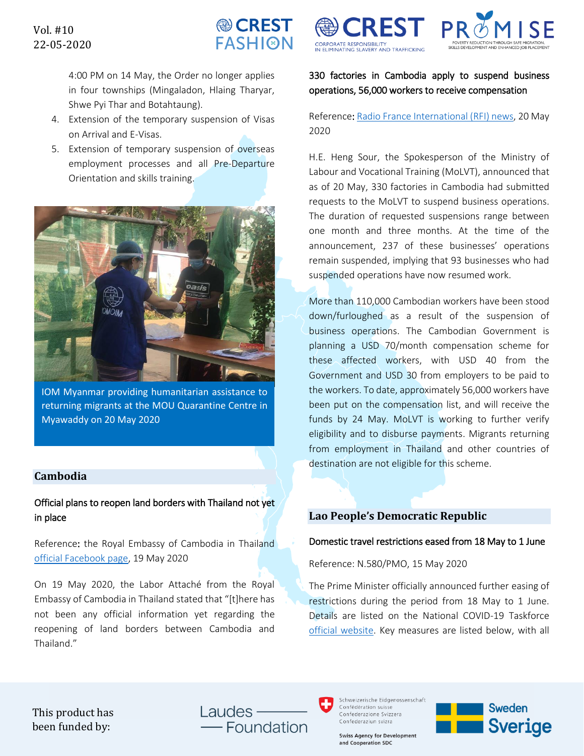4:00 PM on 14 May, the Order no longer applies in four townships (Mingaladon, Hlaing Tharyar, Shwe Pyi Thar and Botahtaung).

4. Extension of the temporary suspension of Visas on Arrival and E-Visas.
5. Extension of temporary suspension of overseas employment processes and all Pre-Departure Orientation and skills training.

IOM Myanmar providing humanitarian assistance to returning migrants at the MOU Quarantine Centre in Myawaddy on 20 May 2020

## Cambodia

### Official plans to reopen land borders with Thailand not yet in place

Reference: the Royal Embassy of Cambodia in Thailand official Facebook page, 19 May 2020

On 19 May 2020, the Labor Attaché from the Royal Embassy of Cambodia in Thailand stated that "[t]here has not been any official information yet regarding the reopening of land borders between Cambodia and Thailand."

### 330 factories in Cambodia apply to suspend business operations, 56,000 workers to receive compensation

Reference: Radio France International (RFI) news, 20 May 2020

H.E. Heng Sour, the Spokesperson of the Ministry of Labour and Vocational Training (MoLVT), announced that as of 20 May, 330 factories in Cambodia had submitted requests to the MoLVT to suspend business operations. The duration of requested suspensions range between one month and three months. At the time of the announcement, 237 of these businesses' operations remain suspended, implying that 93 businesses who had suspended operations have now resumed work.

More than 110,000 Cambodian workers have been stood down/furloughed as a result of the suspension of business operations. The Cambodian Government is planning a USD 70/month compensation scheme for these affected workers, with USD 40 from the Government and USD 30 from employers to be paid to the workers. To date, approximately 56,000 workers have been put on the compensation list, and will receive the funds by 24 May. MoLVT is working to further verify eligibility and to disburse payments. Migrants returning from employment in Thailand and other countries of destination are not eligible for this scheme.

## Lao People's Democratic Republic

### Domestic travel restrictions eased from 18 May to 1 June

Reference: N.580/PMO, 15 May 2020

The Prime Minister officially announced further easing of restrictions during the period from 18 May to 1 June. Details are listed on the National COVID-19 Taskforce official website. Key measures are listed below, with all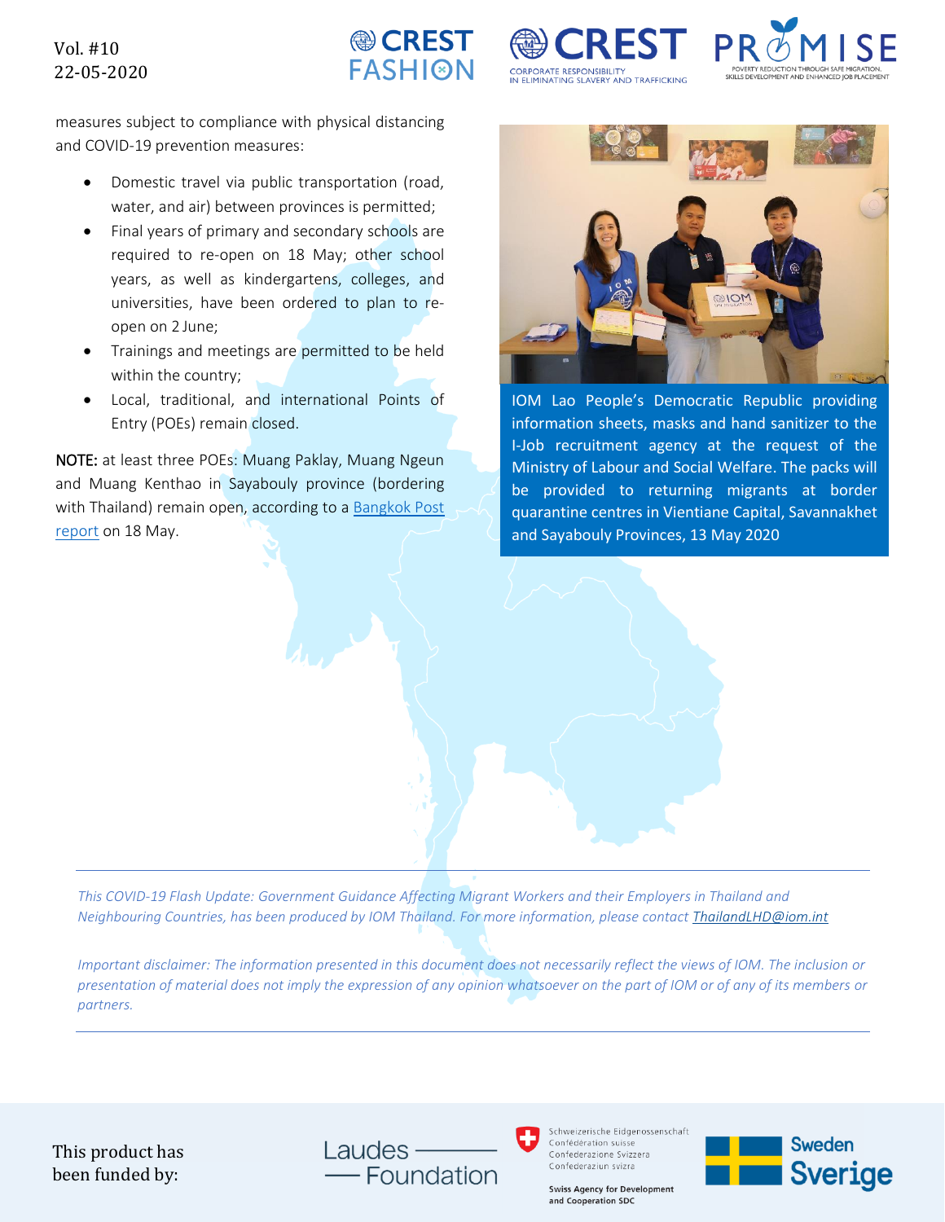measures subject to compliance with physical distancing and COVID-19 prevention measures:

- Domestic travel via public transportation (road, water, and air) between provinces is permitted;
- Final years of primary and secondary schools are required to re-open on 18 May; other school years, as well as kindergartens, colleges, and universities, have been ordered to plan to re-open on 2 June;
- Trainings and meetings are permitted to be held within the country;
- Local, traditional, and international Points of Entry (POEs) remain closed.

**NOTE:** at least three POEs: Muang Paklay, Muang Ngeun and Muang Kenthao in Sayabouly province (bordering with Thailand) remain open, according to a [Bangkok Post report](#) on 18 May.

IOM Lao People's Democratic Republic providing information sheets, masks and hand sanitizer to the I-Job recruitment agency at the request of the Ministry of Labour and Social Welfare. The packs will be provided to returning migrants at border quarantine centres in Vientiane Capital, Savannakhet and Sayabouly Provinces, 13 May 2020

---

*This COVID-19 Flash Update: Government Guidance Affecting Migrant Workers and their Employers in Thailand and Neighbouring Countries, has been produced by IOM Thailand. For more information, please contact ThailandLHD@iom.int*

*Important disclaimer: The information presented in this document does not necessarily reflect the views of IOM. The inclusion or presentation of material does not imply the expression of any opinion whatsoever on the part of IOM or of any of its members or partners.*

---

This product has been funded by:

Laudes Foundation

Schweizerische Eidgenossenschaft
Confédération suisse
Confederazione Svizzera
Confederaziun svizra

Swiss Agency for Development and Cooperation SDC

Sweden Sverige